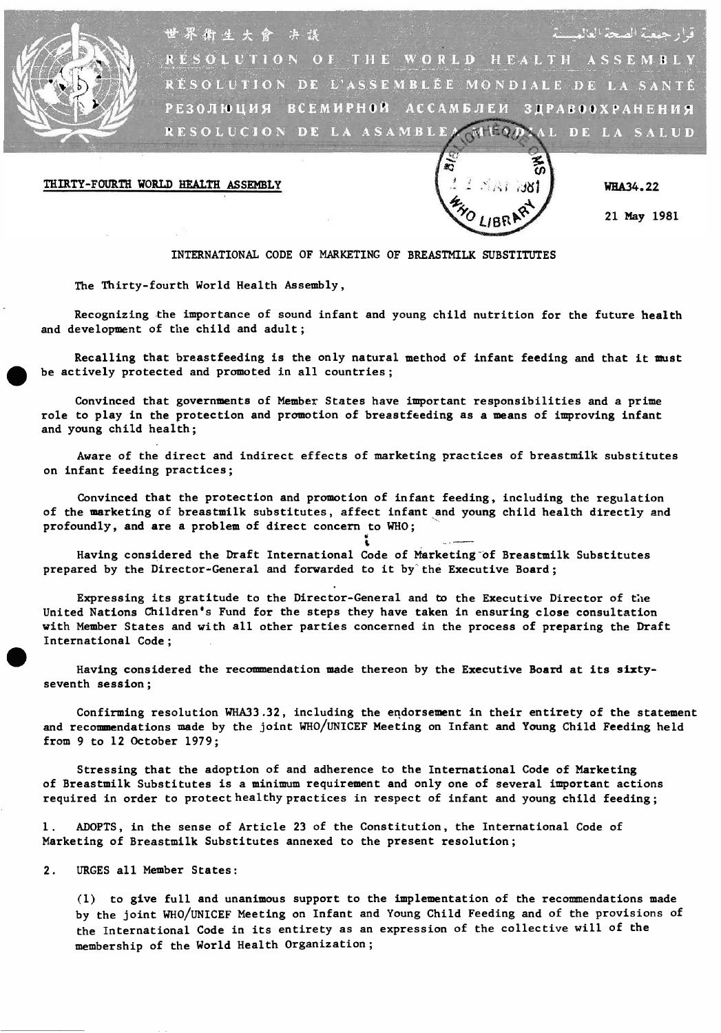世界衛生大會 决議

قرار جمعية الصحة العالمية

RESOLUTION OF THE WORLD HEALTH ASSEMBLY

RÉSOLUTION DE L'ASSEMBLÉE MONDIALE DE LA SANTÉ

РЕЗОЛЮЦИЯ ВСЕМИРНОЙ АССАМБЛЕИ ЗДРАВООХРАНЕНИЯ

RESOLUCION DE LA ASAMBLEA MUNDIAL DE LA SALUD

THIRTY-FOURTH WORLD HEALTH ASSEMBLY

WHA34.22

21 May 1981

## INTERNATIONAL CODE OF MARKETING OF BREASTMILK SUBSTITUTES

The Thirty-fourth World Health Assembly,

Recognizing the importance of sound infant and young child nutrition for the future health and development of the child and adult;

Recalling that breastfeeding is the only natural method of infant feeding and that it must be actively protected and promoted in all countries;

Convinced that governments of Member States have important responsibilities and a prime role to play in the protection and promotion of breastfeeding as a means of improving infant and young child health;

Aware of the direct and indirect effects of marketing practices of breastmilk substitutes on infant feeding practices;

Convinced that the protection and promotion of infant feeding, including the regulation of the marketing of breastmilk substitutes, affect infant and young child health directly and profoundly, and are a problem of direct concern to WHO;

Having considered the Draft International Code of Marketing of Breastmilk Substitutes prepared by the Director-General and forwarded to it by the Executive Board;

Expressing its gratitude to the Director-General and to the Executive Director of the United Nations Children's Fund for the steps they have taken in ensuring close consultation with Member States and with all other parties concerned in the process of preparing the Draft International Code;

Having considered the recommendation made thereon by the Executive Board at its sixty-seventh session;

Confirming resolution WHA33.32, including the endorsement in their entirety of the statement and recommendations made by the joint WHO/UNICEF Meeting on Infant and Young Child Feeding held from 9 to 12 October 1979;

Stressing that the adoption of and adherence to the International Code of Marketing of Breastmilk Substitutes is a minimum requirement and only one of several important actions required in order to protect healthy practices in respect of infant and young child feeding;

1. ADOPTS, in the sense of Article 23 of the Constitution, the International Code of Marketing of Breastmilk Substitutes annexed to the present resolution;

2. URGES all Member States:

(1) to give full and unanimous support to the implementation of the recommendations made by the joint WHO/UNICEF Meeting on Infant and Young Child Feeding and of the provisions of the International Code in its entirety as an expression of the collective will of the membership of the World Health Organization;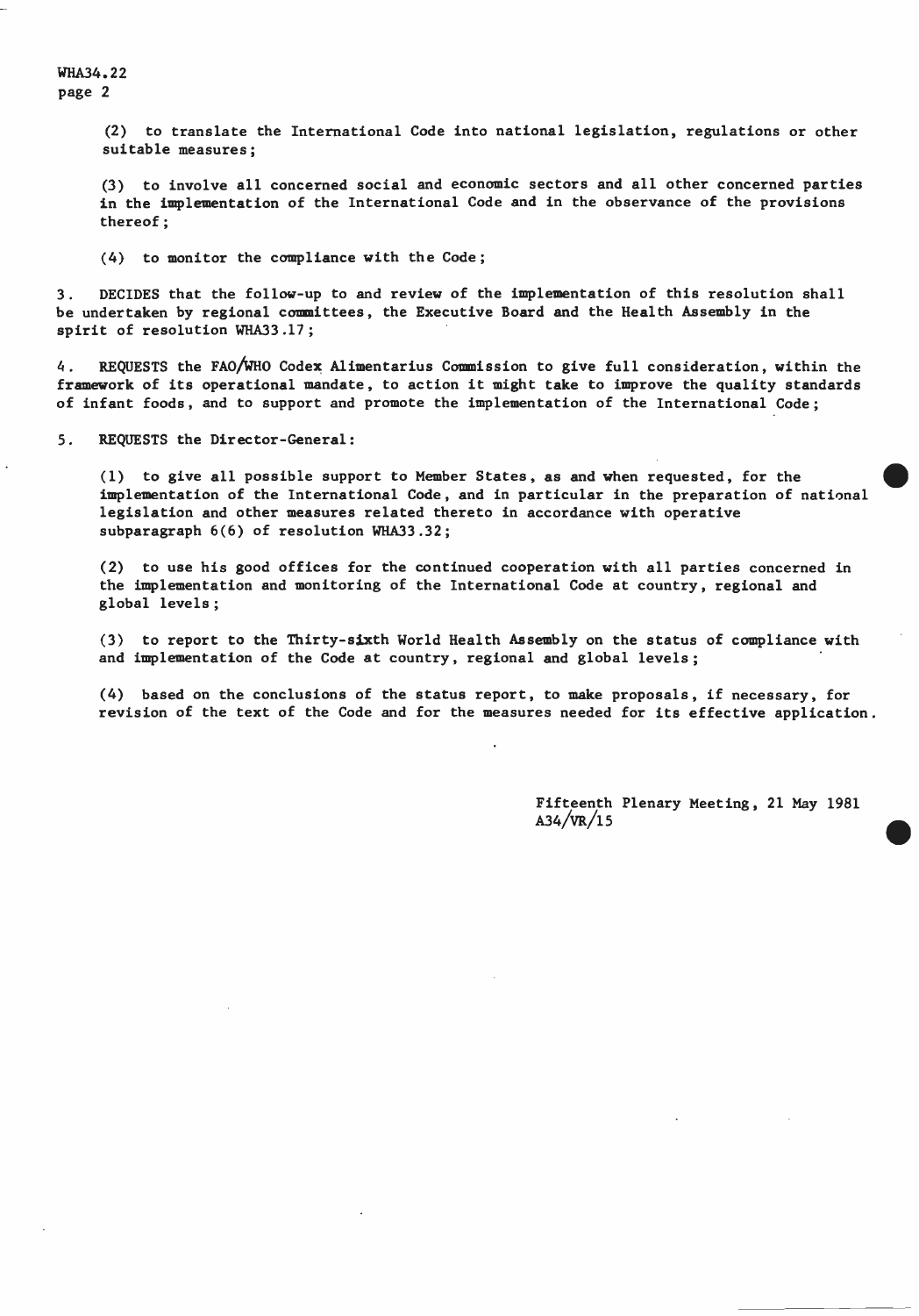(2) to translate the International Code into national legislation, regulations or other suitable measures;

(3) to involve all concerned social and economic sectors and all other concerned parties in the implementation of the International Code and in the observance of the provisions thereof;

(4) to monitor the compliance with the Code;

3. DECIDES that the follow-up to and review of the implementation of this resolution shall be undertaken by regional committees, the Executive Board and the Health Assembly in the spirit of resolution WHA33.17;

4. REQUESTS the FAO/WHO Codex Alimentarius Commission to give full consideration, within the framework of its operational mandate, to action it might take to improve the quality standards of infant foods, and to support and promote the implementation of the International Code;

5. REQUESTS the Director-General:

(1) to give all possible support to Member States, as and when requested, for the implementation of the International Code, and in particular in the preparation of national legislation and other measures related thereto in accordance with operative subparagraph 6(6) of resolution WHA33.32;

(2) to use his good offices for the continued cooperation with all parties concerned in the implementation and monitoring of the International Code at country, regional and global levels;

(3) to report to the Thirty-sixth World Health Assembly on the status of compliance with and implementation of the Code at country, regional and global levels;

(4) based on the conclusions of the status report, to make proposals, if necessary, for revision of the text of the Code and for the measures needed for its effective application.

Fifteenth Plenary Meeting, 21 May 1981
A34/VR/15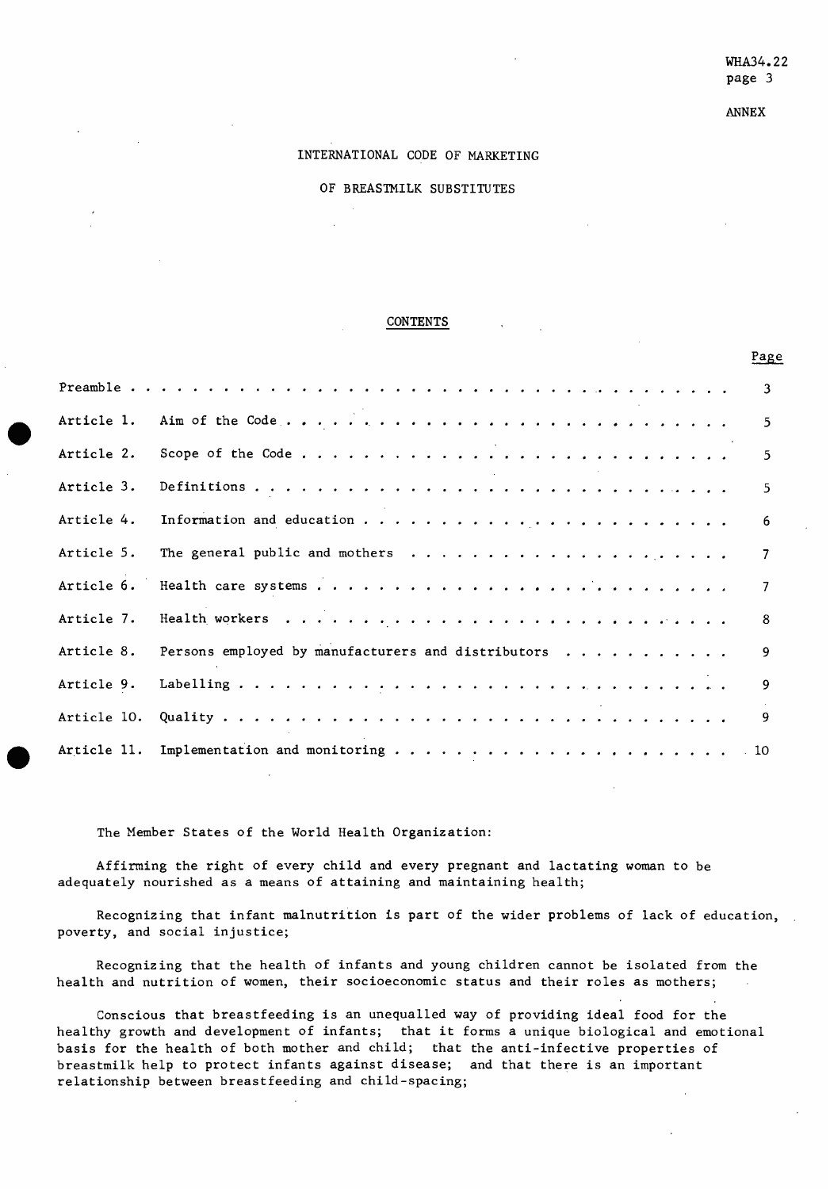ANNEX

# INTERNATIONAL CODE OF MARKETING OF BREASTMILK SUBSTITUTES

## CONTENTS

| | | Page |
|---|---|---|
| Preamble | | 3 |
| Article 1. | Aim of the Code | 5 |
| Article 2. | Scope of the Code | 5 |
| Article 3. | Definitions | 5 |
| Article 4. | Information and education | 6 |
| Article 5. | The general public and mothers | 7 |
| Article 6. | Health care systems | 7 |
| Article 7. | Health workers | 8 |
| Article 8. | Persons employed by manufacturers and distributors | 9 |
| Article 9. | Labelling | 9 |
| Article 10. | Quality | 9 |
| Article 11. | Implementation and monitoring | 10 |

The Member States of the World Health Organization:

Affirming the right of every child and every pregnant and lactating woman to be adequately nourished as a means of attaining and maintaining health;

Recognizing that infant malnutrition is part of the wider problems of lack of education, poverty, and social injustice;

Recognizing that the health of infants and young children cannot be isolated from the health and nutrition of women, their socioeconomic status and their roles as mothers;

Conscious that breastfeeding is an unequalled way of providing ideal food for the healthy growth and development of infants; that it forms a unique biological and emotional basis for the health of both mother and child; that the anti-infective properties of breastmilk help to protect infants against disease; and that there is an important relationship between breastfeeding and child-spacing;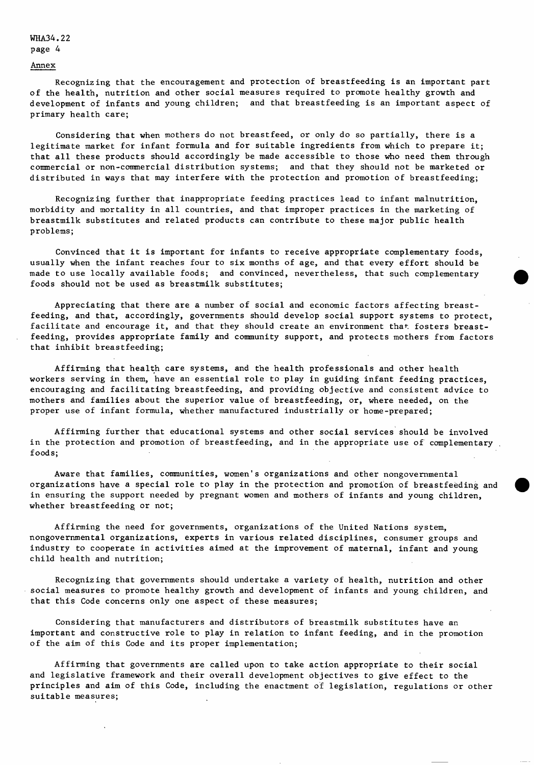Annex

Recognizing that the encouragement and protection of breastfeeding is an important part of the health, nutrition and other social measures required to promote healthy growth and development of infants and young children; and that breastfeeding is an important aspect of primary health care;

Considering that when mothers do not breastfeed, or only do so partially, there is a legitimate market for infant formula and for suitable ingredients from which to prepare it; that all these products should accordingly be made accessible to those who need them through commercial or non-commercial distribution systems; and that they should not be marketed or distributed in ways that may interfere with the protection and promotion of breastfeeding;

Recognizing further that inappropriate feeding practices lead to infant malnutrition, morbidity and mortality in all countries, and that improper practices in the marketing of breastmilk substitutes and related products can contribute to these major public health problems;

Convinced that it is important for infants to receive appropriate complementary foods, usually when the infant reaches four to six months of age, and that every effort should be made to use locally available foods; and convinced, nevertheless, that such complementary foods should not be used as breastmilk substitutes;

Appreciating that there are a number of social and economic factors affecting breastfeeding, and that, accordingly, governments should develop social support systems to protect, facilitate and encourage it, and that they should create an environment that fosters breastfeeding, provides appropriate family and community support, and protects mothers from factors that inhibit breastfeeding;

Affirming that health care systems, and the health professionals and other health workers serving in them, have an essential role to play in guiding infant feeding practices, encouraging and facilitating breastfeeding, and providing objective and consistent advice to mothers and families about the superior value of breastfeeding, or, where needed, on the proper use of infant formula, whether manufactured industrially or home-prepared;

Affirming further that educational systems and other social services should be involved in the protection and promotion of breastfeeding, and in the appropriate use of complementary foods;

Aware that families, communities, women's organizations and other nongovernmental organizations have a special role to play in the protection and promotion of breastfeeding and in ensuring the support needed by pregnant women and mothers of infants and young children, whether breastfeeding or not;

Affirming the need for governments, organizations of the United Nations system, nongovernmental organizations, experts in various related disciplines, consumer groups and industry to cooperate in activities aimed at the improvement of maternal, infant and young child health and nutrition;

Recognizing that governments should undertake a variety of health, nutrition and other social measures to promote healthy growth and development of infants and young children, and that this Code concerns only one aspect of these measures;

Considering that manufacturers and distributors of breastmilk substitutes have an important and constructive role to play in relation to infant feeding, and in the promotion of the aim of this Code and its proper implementation;

Affirming that governments are called upon to take action appropriate to their social and legislative framework and their overall development objectives to give effect to the principles and aim of this Code, including the enactment of legislation, regulations or other suitable measures;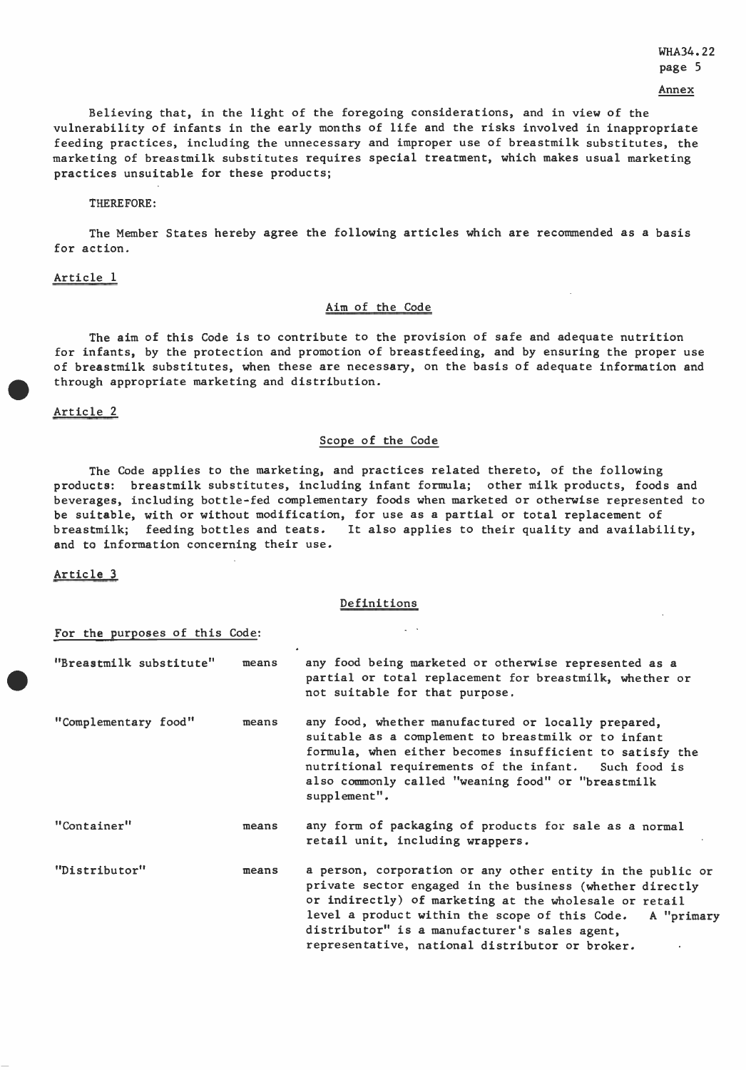Believing that, in the light of the foregoing considerations, and in view of the vulnerability of infants in the early months of life and the risks involved in inappropriate feeding practices, including the unnecessary and improper use of breastmilk substitutes, the marketing of breastmilk substitutes requires special treatment, which makes usual marketing practices unsuitable for these products;

THEREFORE:

The Member States hereby agree the following articles which are recommended as a basis for action.

## Article 1

### Aim of the Code

The aim of this Code is to contribute to the provision of safe and adequate nutrition for infants, by the protection and promotion of breastfeeding, and by ensuring the proper use of breastmilk substitutes, when these are necessary, on the basis of adequate information and through appropriate marketing and distribution.

## Article 2

### Scope of the Code

The Code applies to the marketing, and practices related thereto, of the following products: breastmilk substitutes, including infant formula; other milk products, foods and beverages, including bottle-fed complementary foods when marketed or otherwise represented to be suitable, with or without modification, for use as a partial or total replacement of breastmilk; feeding bottles and teats. It also applies to their quality and availability, and to information concerning their use.

## Article 3

### Definitions

For the purposes of this Code:

"Breastmilk substitute" means any food being marketed or otherwise represented as a partial or total replacement for breastmilk, whether or not suitable for that purpose.

"Complementary food" means any food, whether manufactured or locally prepared, suitable as a complement to breastmilk or to infant formula, when either becomes insufficient to satisfy the nutritional requirements of the infant. Such food is also commonly called "weaning food" or "breastmilk supplement".

"Container" means any form of packaging of products for sale as a normal retail unit, including wrappers.

"Distributor" means a person, corporation or any other entity in the public or private sector engaged in the business (whether directly or indirectly) of marketing at the wholesale or retail level a product within the scope of this Code. A "primary distributor" is a manufacturer's sales agent, representative, national distributor or broker.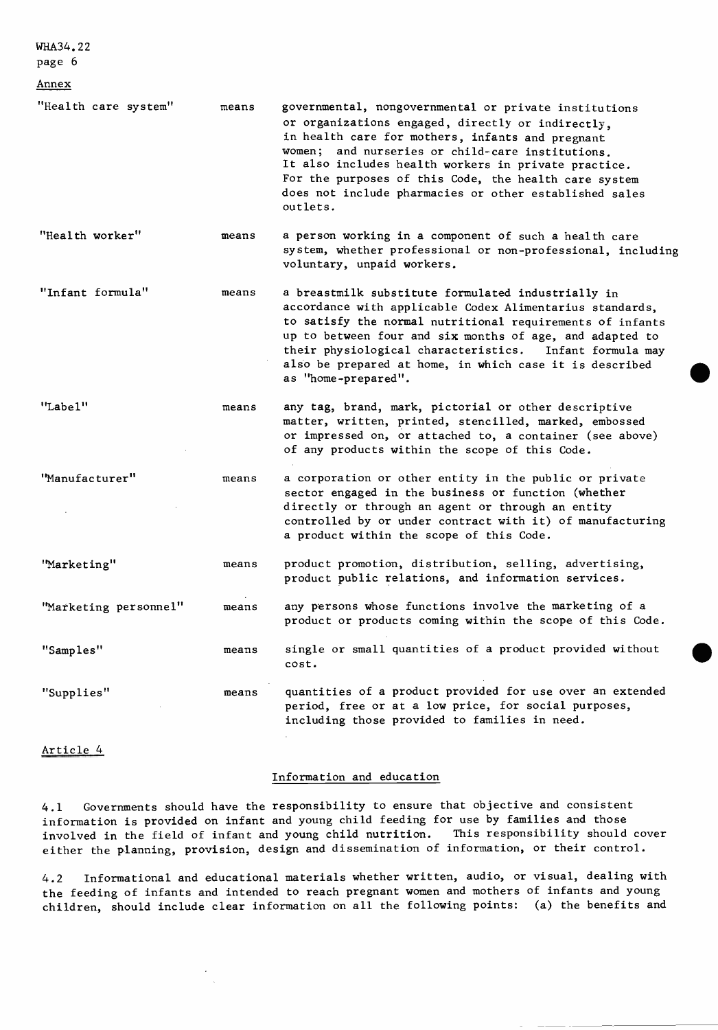Annex

| | | |
|---|---|---|
| "Health care system" | means | governmental, nongovernmental or private institutions or organizations engaged, directly or indirectly, in health care for mothers, infants and pregnant women; and nurseries or child-care institutions. It also includes health workers in private practice. For the purposes of this Code, the health care system does not include pharmacies or other established sales outlets. |
| "Health worker" | means | a person working in a component of such a health care system, whether professional or non-professional, including voluntary, unpaid workers. |
| "Infant formula" | means | a breastmilk substitute formulated industrially in accordance with applicable Codex Alimentarius standards, to satisfy the normal nutritional requirements of infants up to between four and six months of age, and adapted to their physiological characteristics. Infant formula may also be prepared at home, in which case it is described as "home-prepared". |
| "Label" | means | any tag, brand, mark, pictorial or other descriptive matter, written, printed, stencilled, marked, embossed or impressed on, or attached to, a container (see above) of any products within the scope of this Code. |
| "Manufacturer" | means | a corporation or other entity in the public or private sector engaged in the business or function (whether directly or through an agent or through an entity controlled by or under contract with it) of manufacturing a product within the scope of this Code. |
| "Marketing" | means | product promotion, distribution, selling, advertising, product public relations, and information services. |
| "Marketing personnel" | means | any persons whose functions involve the marketing of a product or products coming within the scope of this Code. |
| "Samples" | means | single or small quantities of a product provided without cost. |
| "Supplies" | means | quantities of a product provided for use over an extended period, free or at a low price, for social purposes, including those provided to families in need. |

## Article 4

### Information and education

4.1 Governments should have the responsibility to ensure that objective and consistent information is provided on infant and young child feeding for use by families and those involved in the field of infant and young child nutrition. This responsibility should cover either the planning, provision, design and dissemination of information, or their control.

4.2 Informational and educational materials whether written, audio, or visual, dealing with the feeding of infants and intended to reach pregnant women and mothers of infants and young children, should include clear information on all the following points: (a) the benefits and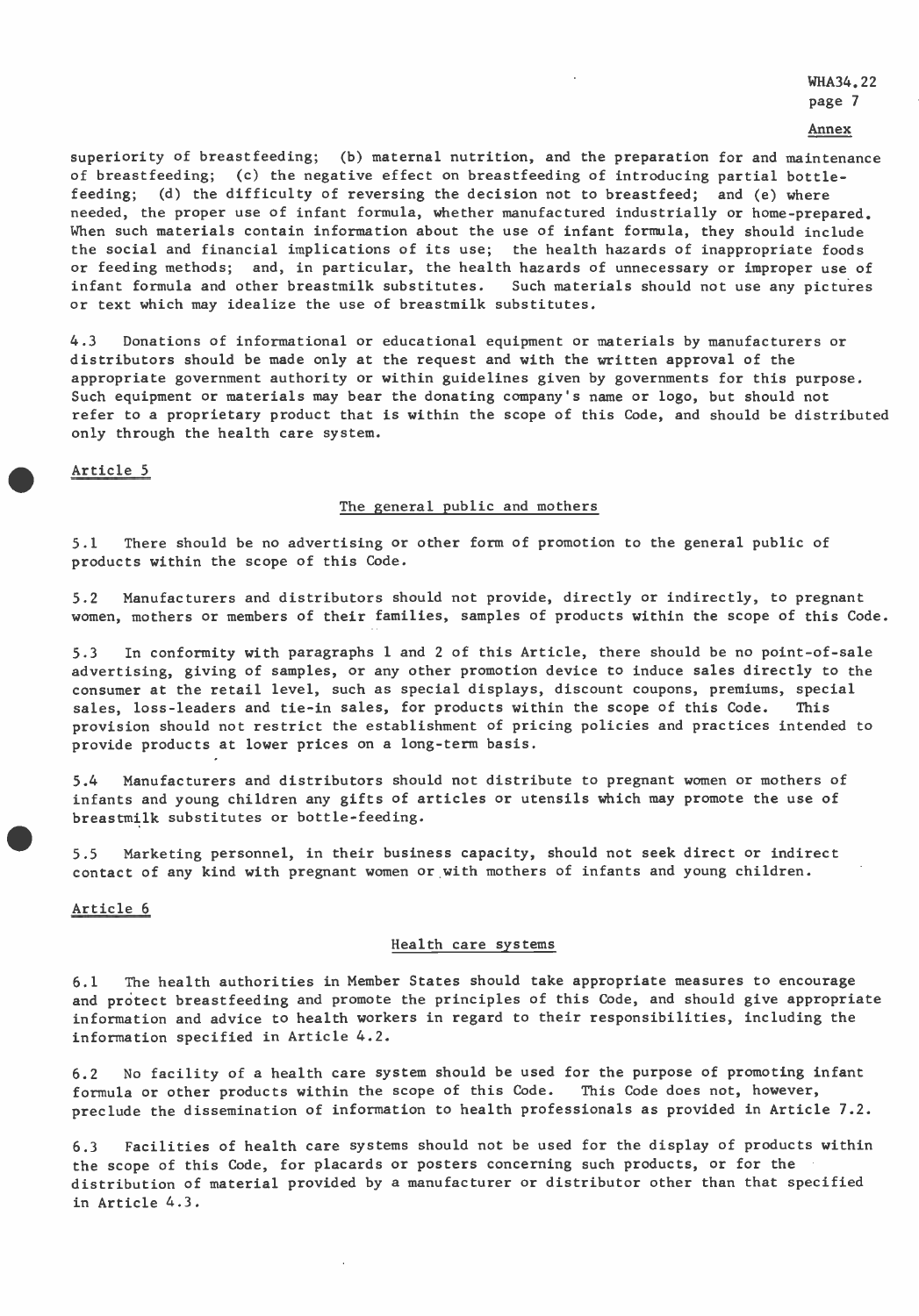superiority of breastfeeding; (b) maternal nutrition, and the preparation for and maintenance of breastfeeding; (c) the negative effect on breastfeeding of introducing partial bottle-feeding; (d) the difficulty of reversing the decision not to breastfeed; and (e) where needed, the proper use of infant formula, whether manufactured industrially or home-prepared. When such materials contain information about the use of infant formula, they should include the social and financial implications of its use; the health hazards of inappropriate foods or feeding methods; and, in particular, the health hazards of unnecessary or improper use of infant formula and other breastmilk substitutes. Such materials should not use any pictures or text which may idealize the use of breastmilk substitutes.

4.3 Donations of informational or educational equipment or materials by manufacturers or distributors should be made only at the request and with the written approval of the appropriate government authority or within guidelines given by governments for this purpose. Such equipment or materials may bear the donating company's name or logo, but should not refer to a proprietary product that is within the scope of this Code, and should be distributed only through the health care system.

## Article 5

### The general public and mothers

5.1 There should be no advertising or other form of promotion to the general public of products within the scope of this Code.

5.2 Manufacturers and distributors should not provide, directly or indirectly, to pregnant women, mothers or members of their families, samples of products within the scope of this Code.

5.3 In conformity with paragraphs 1 and 2 of this Article, there should be no point-of-sale advertising, giving of samples, or any other promotion device to induce sales directly to the consumer at the retail level, such as special displays, discount coupons, premiums, special sales, loss-leaders and tie-in sales, for products within the scope of this Code. This provision should not restrict the establishment of pricing policies and practices intended to provide products at lower prices on a long-term basis.

5.4 Manufacturers and distributors should not distribute to pregnant women or mothers of infants and young children any gifts of articles or utensils which may promote the use of breastmilk substitutes or bottle-feeding.

5.5 Marketing personnel, in their business capacity, should not seek direct or indirect contact of any kind with pregnant women or with mothers of infants and young children.

## Article 6

### Health care systems

6.1 The health authorities in Member States should take appropriate measures to encourage and protect breastfeeding and promote the principles of this Code, and should give appropriate information and advice to health workers in regard to their responsibilities, including the information specified in Article 4.2.

6.2 No facility of a health care system should be used for the purpose of promoting infant formula or other products within the scope of this Code. This Code does not, however, preclude the dissemination of information to health professionals as provided in Article 7.2.

6.3 Facilities of health care systems should not be used for the display of products within the scope of this Code, for placards or posters concerning such products, or for the distribution of material provided by a manufacturer or distributor other than that specified in Article 4.3.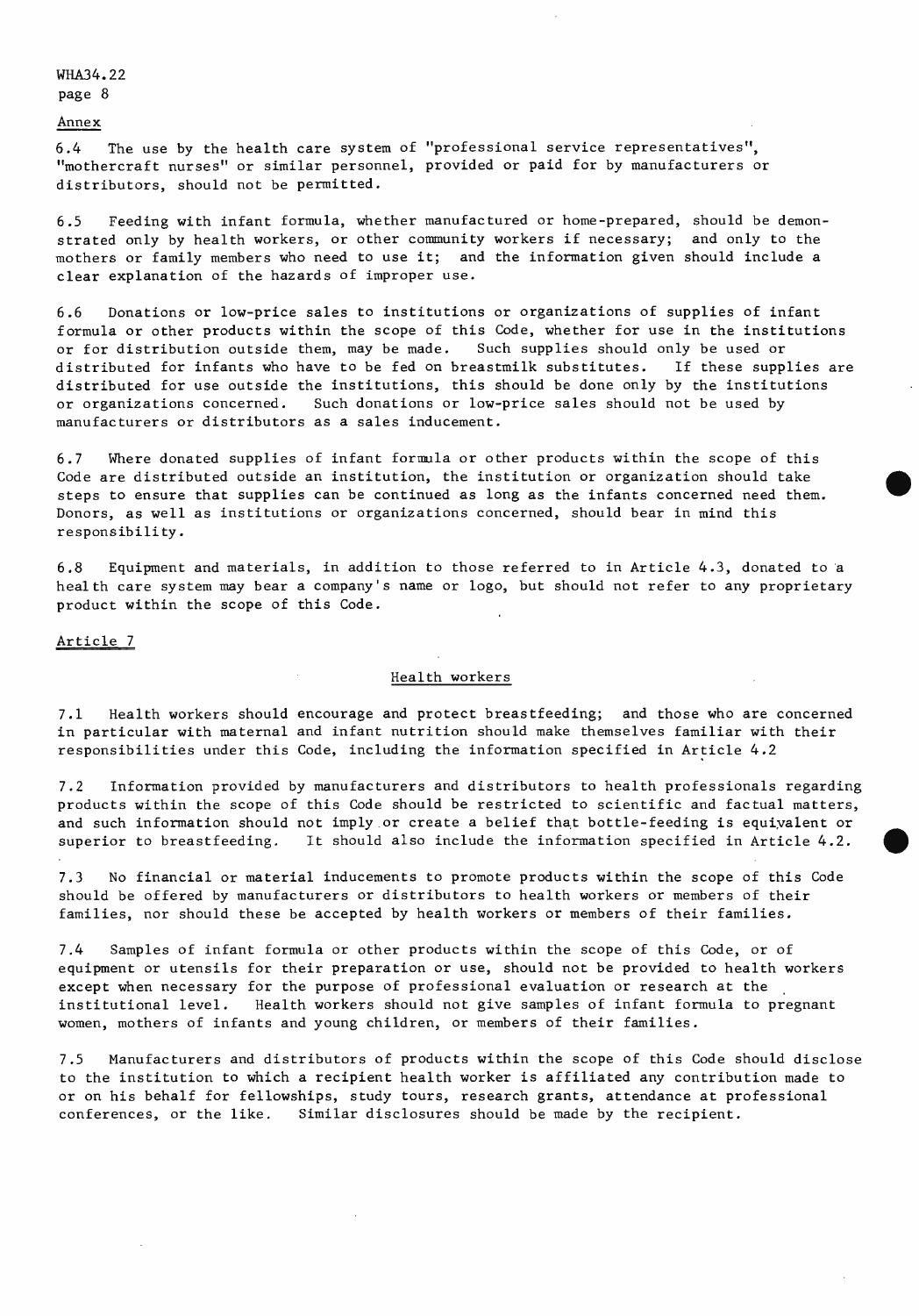Annex

6.4 The use by the health care system of "professional service representatives", "mothercraft nurses" or similar personnel, provided or paid for by manufacturers or distributors, should not be permitted.

6.5 Feeding with infant formula, whether manufactured or home-prepared, should be demonstrated only by health workers, or other community workers if necessary; and only to the mothers or family members who need to use it; and the information given should include a clear explanation of the hazards of improper use.

6.6 Donations or low-price sales to institutions or organizations of supplies of infant formula or other products within the scope of this Code, whether for use in the institutions or for distribution outside them, may be made. Such supplies should only be used or distributed for infants who have to be fed on breastmilk substitutes. If these supplies are distributed for use outside the institutions, this should be done only by the institutions or organizations concerned. Such donations or low-price sales should not be used by manufacturers or distributors as a sales inducement.

6.7 Where donated supplies of infant formula or other products within the scope of this Code are distributed outside an institution, the institution or organization should take steps to ensure that supplies can be continued as long as the infants concerned need them. Donors, as well as institutions or organizations concerned, should bear in mind this responsibility.

6.8 Equipment and materials, in addition to those referred to in Article 4.3, donated to a health care system may bear a company's name or logo, but should not refer to any proprietary product within the scope of this Code.

## Article 7

### Health workers

7.1 Health workers should encourage and protect breastfeeding; and those who are concerned in particular with maternal and infant nutrition should make themselves familiar with their responsibilities under this Code, including the information specified in Article 4.2

7.2 Information provided by manufacturers and distributors to health professionals regarding products within the scope of this Code should be restricted to scientific and factual matters, and such information should not imply or create a belief that bottle-feeding is equivalent or superior to breastfeeding. It should also include the information specified in Article 4.2.

7.3 No financial or material inducements to promote products within the scope of this Code should be offered by manufacturers or distributors to health workers or members of their families, nor should these be accepted by health workers or members of their families.

7.4 Samples of infant formula or other products within the scope of this Code, or of equipment or utensils for their preparation or use, should not be provided to health workers except when necessary for the purpose of professional evaluation or research at the institutional level. Health workers should not give samples of infant formula to pregnant women, mothers of infants and young children, or members of their families.

7.5 Manufacturers and distributors of products within the scope of this Code should disclose to the institution to which a recipient health worker is affiliated any contribution made to or on his behalf for fellowships, study tours, research grants, attendance at professional conferences, or the like. Similar disclosures should be made by the recipient.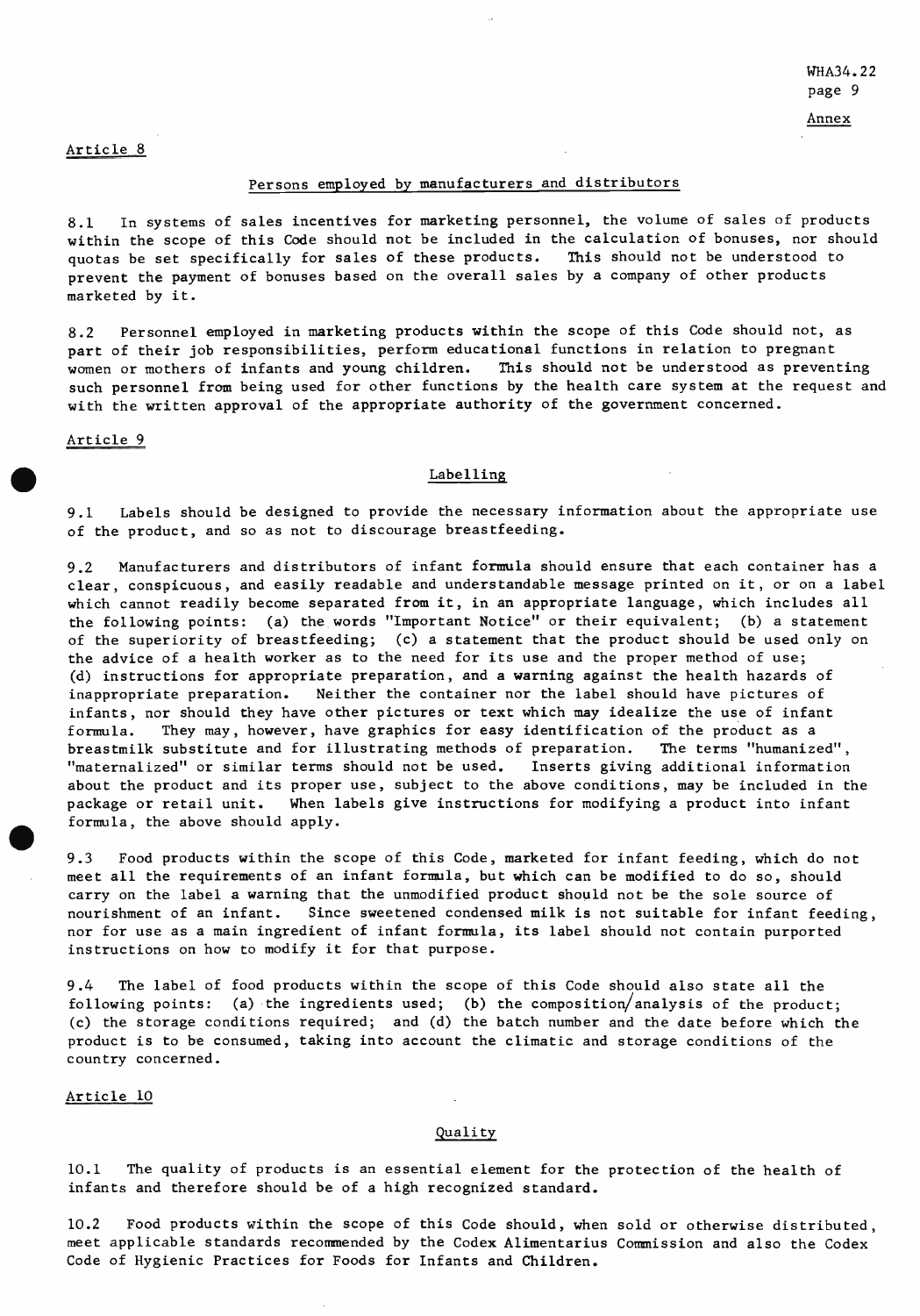## Article 8

### Persons employed by manufacturers and distributors

8.1 In systems of sales incentives for marketing personnel, the volume of sales of products within the scope of this Code should not be included in the calculation of bonuses, nor should quotas be set specifically for sales of these products. This should not be understood to prevent the payment of bonuses based on the overall sales by a company of other products marketed by it.

8.2 Personnel employed in marketing products within the scope of this Code should not, as part of their job responsibilities, perform educational functions in relation to pregnant women or mothers of infants and young children. This should not be understood as preventing such personnel from being used for other functions by the health care system at the request and with the written approval of the appropriate authority of the government concerned.

## Article 9

### Labelling

9.1 Labels should be designed to provide the necessary information about the appropriate use of the product, and so as not to discourage breastfeeding.

9.2 Manufacturers and distributors of infant formula should ensure that each container has a clear, conspicuous, and easily readable and understandable message printed on it, or on a label which cannot readily become separated from it, in an appropriate language, which includes all the following points: (a) the words "Important Notice" or their equivalent; (b) a statement of the superiority of breastfeeding; (c) a statement that the product should be used only on the advice of a health worker as to the need for its use and the proper method of use; (d) instructions for appropriate preparation, and a warning against the health hazards of inappropriate preparation. Neither the container nor the label should have pictures of infants, nor should they have other pictures or text which may idealize the use of infant formula. They may, however, have graphics for easy identification of the product as a breastmilk substitute and for illustrating methods of preparation. The terms "humanized", "maternalized" or similar terms should not be used. Inserts giving additional information about the product and its proper use, subject to the above conditions, may be included in the package or retail unit. When labels give instructions for modifying a product into infant formula, the above should apply.

9.3 Food products within the scope of this Code, marketed for infant feeding, which do not meet all the requirements of an infant formula, but which can be modified to do so, should carry on the label a warning that the unmodified product should not be the sole source of nourishment of an infant. Since sweetened condensed milk is not suitable for infant feeding, nor for use as a main ingredient of infant formula, its label should not contain purported instructions on how to modify it for that purpose.

9.4 The label of food products within the scope of this Code should also state all the following points: (a) the ingredients used; (b) the composition/analysis of the product; (c) the storage conditions required; and (d) the batch number and the date before which the product is to be consumed, taking into account the climatic and storage conditions of the country concerned.

## Article 10

### Quality

10.1 The quality of products is an essential element for the protection of the health of infants and therefore should be of a high recognized standard.

10.2 Food products within the scope of this Code should, when sold or otherwise distributed, meet applicable standards recommended by the Codex Alimentarius Commission and also the Codex Code of Hygienic Practices for Foods for Infants and Children.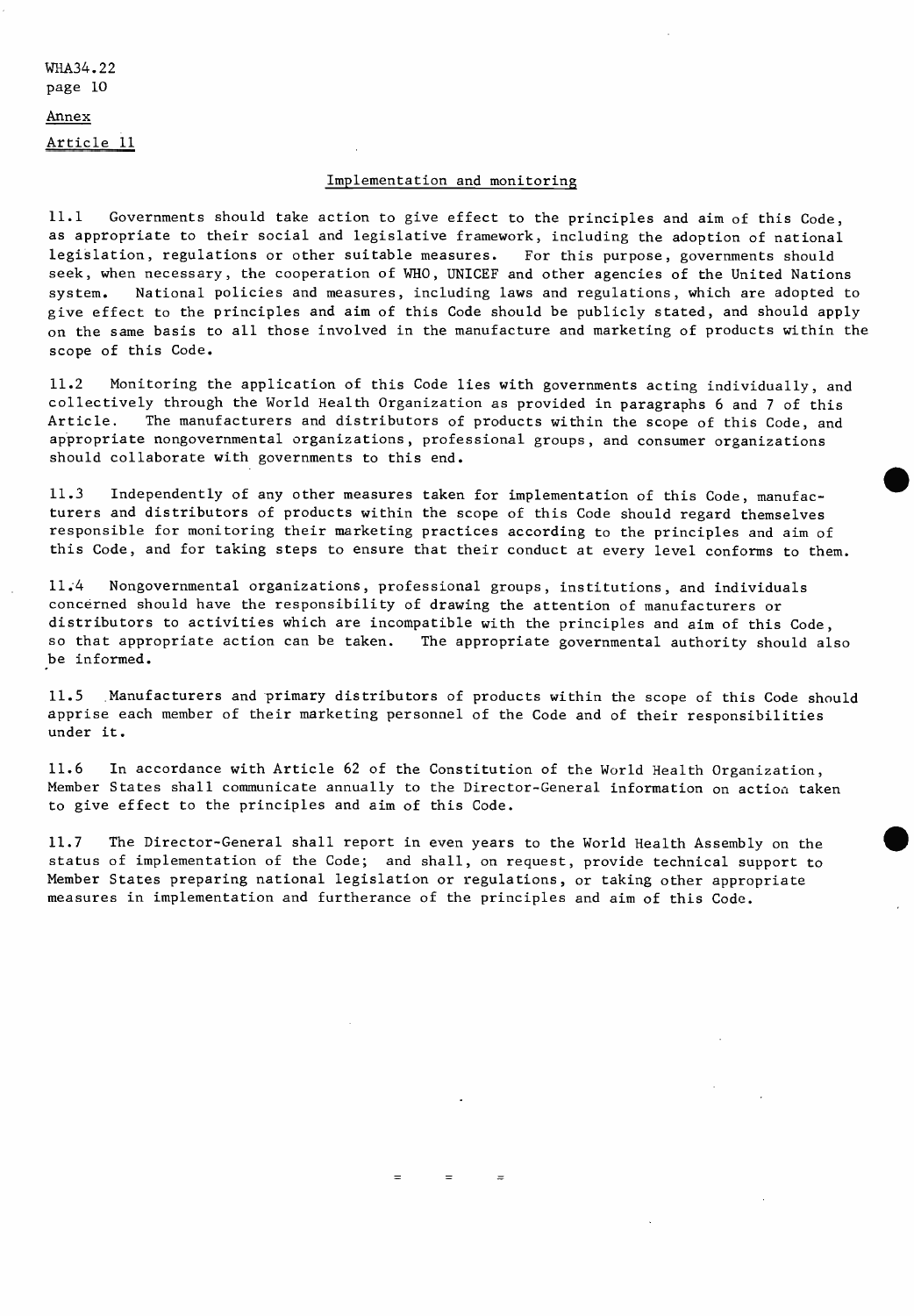Annex

## Article 11

### Implementation and monitoring

11.1 Governments should take action to give effect to the principles and aim of this Code, as appropriate to their social and legislative framework, including the adoption of national legislation, regulations or other suitable measures. For this purpose, governments should seek, when necessary, the cooperation of WHO, UNICEF and other agencies of the United Nations system. National policies and measures, including laws and regulations, which are adopted to give effect to the principles and aim of this Code should be publicly stated, and should apply on the same basis to all those involved in the manufacture and marketing of products within the scope of this Code.

11.2 Monitoring the application of this Code lies with governments acting individually, and collectively through the World Health Organization as provided in paragraphs 6 and 7 of this Article. The manufacturers and distributors of products within the scope of this Code, and appropriate nongovernmental organizations, professional groups, and consumer organizations should collaborate with governments to this end.

11.3 Independently of any other measures taken for implementation of this Code, manufacturers and distributors of products within the scope of this Code should regard themselves responsible for monitoring their marketing practices according to the principles and aim of this Code, and for taking steps to ensure that their conduct at every level conforms to them.

11.4 Nongovernmental organizations, professional groups, institutions, and individuals concerned should have the responsibility of drawing the attention of manufacturers or distributors to activities which are incompatible with the principles and aim of this Code, so that appropriate action can be taken. The appropriate governmental authority should also be informed.

11.5 Manufacturers and primary distributors of products within the scope of this Code should apprise each member of their marketing personnel of the Code and of their responsibilities under it.

11.6 In accordance with Article 62 of the Constitution of the World Health Organization, Member States shall communicate annually to the Director-General information on action taken to give effect to the principles and aim of this Code.

11.7 The Director-General shall report in even years to the World Health Assembly on the status of implementation of the Code; and shall, on request, provide technical support to Member States preparing national legislation or regulations, or taking other appropriate measures in implementation and furtherance of the principles and aim of this Code.

= = =